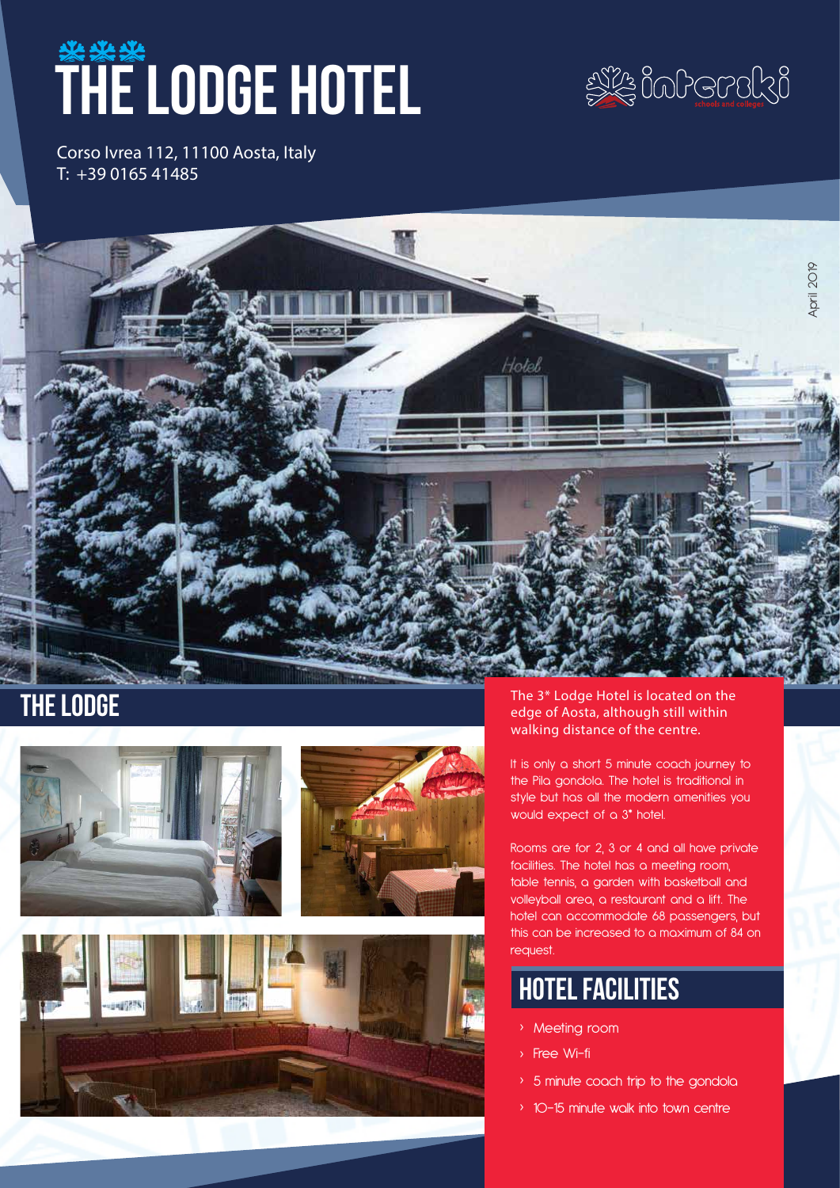# THE LODGE HOTEL

Corso Ivrea 112, 11100 Aosta, Italy
T: +39 0165 41485

April 2019

## THE LODGE

The 3* Lodge Hotel is located on the edge of Aosta, although still within walking distance of the centre.

It is only a short 5 minute coach journey to the Pila gondola. The hotel is traditional in style but has all the modern amenities you would expect of a 3* hotel.

Rooms are for 2, 3 or 4 and all have private facilities. The hotel has a meeting room, table tennis, a garden with basketball and volleyball area, a restaurant and a lift. The hotel can accommodate 68 passengers, but this can be increased to a maximum of 84 on request.

## HOTEL FACILITIES

- Meeting room
- Free Wi-fi
- 5 minute coach trip to the gondola
- 10-15 minute walk into town centre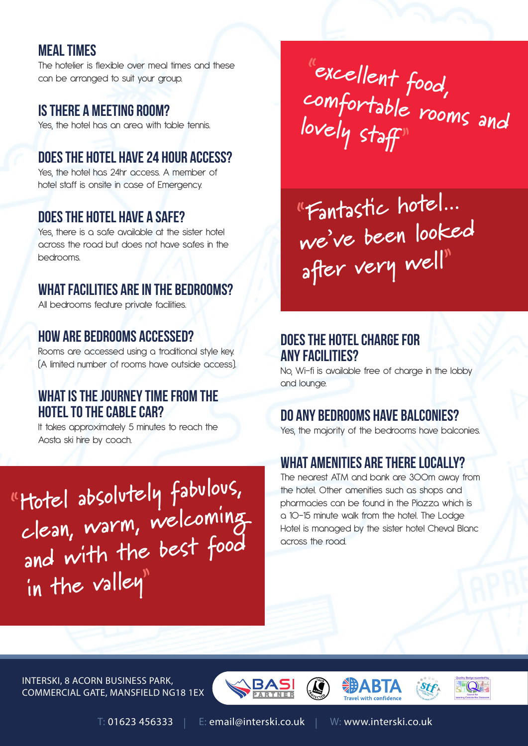## MEAL TIMES

The hotelier is flexible over meal times and these can be arranged to suit your group.

## IS THERE A MEETING ROOM?

Yes, the hotel has an area with table tennis.

## DOES THE HOTEL HAVE 24 HOUR ACCESS?

Yes, the hotel has 24hr access. A member of hotel staff is onsite in case of Emergency.

## DOES THE HOTEL HAVE A SAFE?

Yes, there is a safe available at the sister hotel across the road but does not have safes in the bedrooms.

## WHAT FACILITIES ARE IN THE BEDROOMS?

All bedrooms feature private facilities.

## HOW ARE BEDROOMS ACCESSED?

Rooms are accessed using a traditional style key. (A limited number of rooms have outside access).

## WHAT IS THE JOURNEY TIME FROM THE HOTEL TO THE CABLE CAR?

It takes approximately 5 minutes to reach the Aosta ski hire by coach.

"Hotel absolutely fabulous, clean, warm, welcoming and with the best food in the valley"

"excellent food, comfortable rooms and lovely staff"

"Fantastic hotel… we've been looked after very well"

## DOES THE HOTEL CHARGE FOR ANY FACILITIES?

No, Wi-fi is available free of charge in the lobby and lounge.

## DO ANY BEDROOMS HAVE BALCONIES?

Yes, the majority of the bedrooms have balconies.

## WHAT AMENITIES ARE THERE LOCALLY?

The nearest ATM and bank are 300m away from the hotel. Other amenities such as shops and pharmacies can be found in the Piazza which is a 10-15 minute walk from the hotel. The Lodge Hotel is managed by the sister hotel Cheval Blanc across the road.

INTERSKI, 8 ACORN BUSINESS PARK, COMMERCIAL GATE, MANSFIELD NG18 1EX

T: 01623 456333 | E: email@interski.co.uk | W: www.interski.co.uk